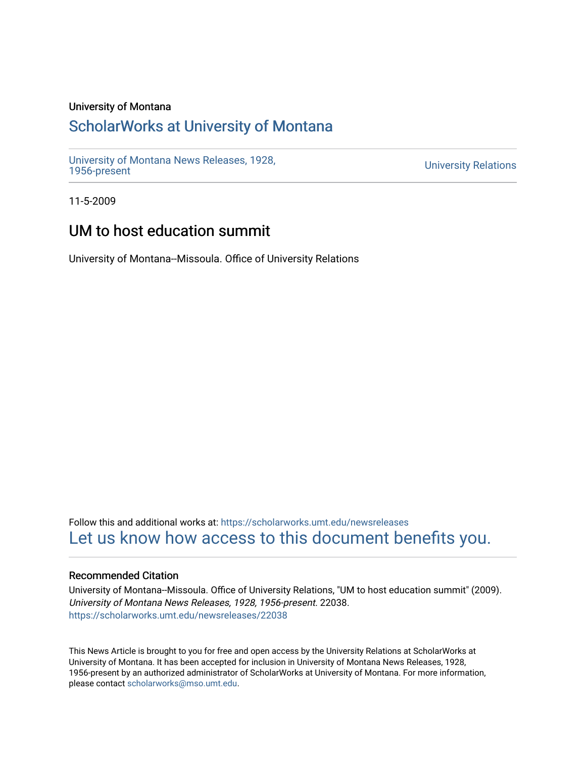University of Montana

# ScholarWorks at University of Montana

University of Montana News Releases, 1928, 1956-present

University Relations

11-5-2009

## UM to host education summit

University of Montana--Missoula. Office of University Relations

Follow this and additional works at: https://scholarworks.umt.edu/newsreleases

Let us know how access to this document benefits you.

### Recommended Citation

University of Montana--Missoula. Office of University Relations, "UM to host education summit" (2009). *University of Montana News Releases, 1928, 1956-present*. 22038.
https://scholarworks.umt.edu/newsreleases/22038

This News Article is brought to you for free and open access by the University Relations at ScholarWorks at University of Montana. It has been accepted for inclusion in University of Montana News Releases, 1928, 1956-present by an authorized administrator of ScholarWorks at University of Montana. For more information, please contact scholarworks@mso.umt.edu.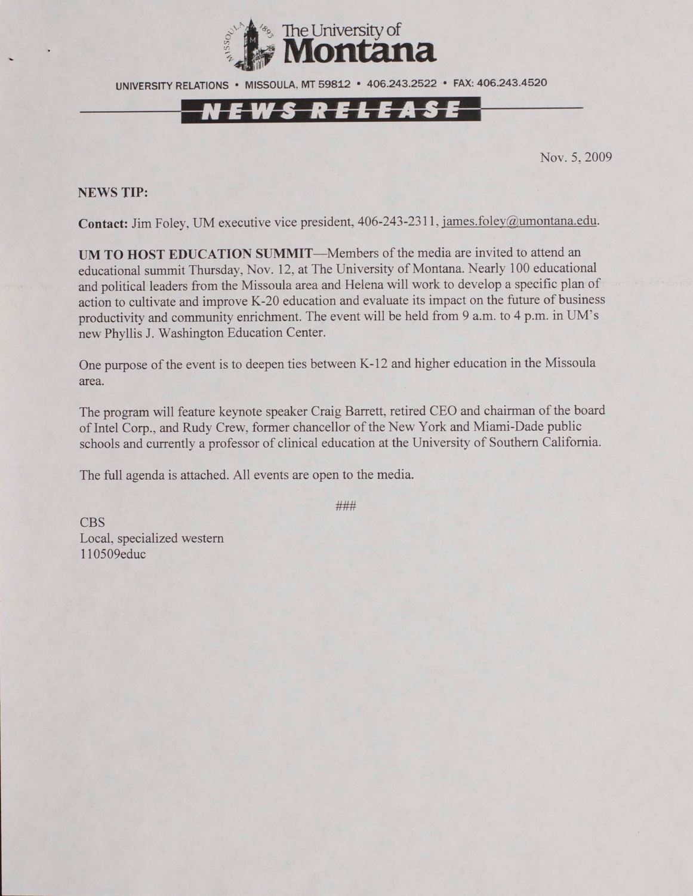# The University of Montana

UNIVERSITY RELATIONS • MISSOULA, MT 59812 • 406.243.2522 • FAX: 406.243.4520

## NEWS RELEASE

Nov. 5, 2009

**NEWS TIP:**

**Contact:** Jim Foley, UM executive vice president, 406-243-2311, james.foley@umontana.edu.

**UM TO HOST EDUCATION SUMMIT**—Members of the media are invited to attend an educational summit Thursday, Nov. 12, at The University of Montana. Nearly 100 educational and political leaders from the Missoula area and Helena will work to develop a specific plan of action to cultivate and improve K-20 education and evaluate its impact on the future of business productivity and community enrichment. The event will be held from 9 a.m. to 4 p.m. in UM's new Phyllis J. Washington Education Center.

One purpose of the event is to deepen ties between K-12 and higher education in the Missoula area.

The program will feature keynote speaker Craig Barrett, retired CEO and chairman of the board of Intel Corp., and Rudy Crew, former chancellor of the New York and Miami-Dade public schools and currently a professor of clinical education at the University of Southern California.

The full agenda is attached. All events are open to the media.

###

CBS
Local, specialized western
110509educ